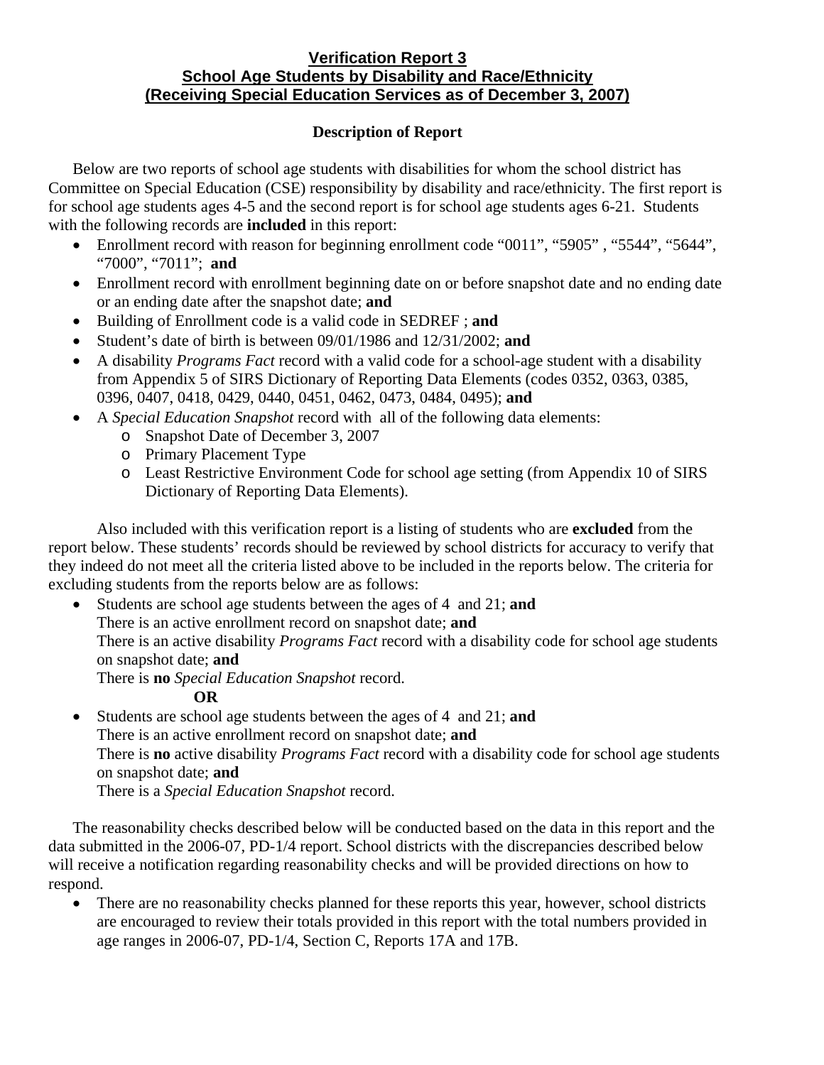# Verification Report 3
## School Age Students by Disability and Race/Ethnicity
## (Receiving Special Education Services as of December 3, 2007)

### Description of Report

Below are two reports of school age students with disabilities for whom the school district has Committee on Special Education (CSE) responsibility by disability and race/ethnicity. The first report is for school age students ages 4-5 and the second report is for school age students ages 6-21. Students with the following records are **included** in this report:

- Enrollment record with reason for beginning enrollment code "0011", "5905" , "5544", "5644", "7000", "7011"; **and**
- Enrollment record with enrollment beginning date on or before snapshot date and no ending date or an ending date after the snapshot date; **and**
- Building of Enrollment code is a valid code in SEDREF ; **and**
- Student's date of birth is between 09/01/1986 and 12/31/2002; **and**
- A disability *Programs Fact* record with a valid code for a school-age student with a disability from Appendix 5 of SIRS Dictionary of Reporting Data Elements (codes 0352, 0363, 0385, 0396, 0407, 0418, 0429, 0440, 0451, 0462, 0473, 0484, 0495); **and**
- A *Special Education Snapshot* record with all of the following data elements:
  - Snapshot Date of December 3, 2007
  - Primary Placement Type
  - Least Restrictive Environment Code for school age setting (from Appendix 10 of SIRS Dictionary of Reporting Data Elements).

Also included with this verification report is a listing of students who are **excluded** from the report below. These students' records should be reviewed by school districts for accuracy to verify that they indeed do not meet all the criteria listed above to be included in the reports below. The criteria for excluding students from the reports below are as follows:

- Students are school age students between the ages of 4 and 21; **and**
  There is an active enrollment record on snapshot date; **and**
  There is an active disability *Programs Fact* record with a disability code for school age students on snapshot date; **and**
  There is **no** *Special Education Snapshot* record.

  **OR**
- Students are school age students between the ages of 4 and 21; **and**
  There is an active enrollment record on snapshot date; **and**
  There is **no** active disability *Programs Fact* record with a disability code for school age students on snapshot date; **and**
  There is a *Special Education Snapshot* record.

The reasonability checks described below will be conducted based on the data in this report and the data submitted in the 2006-07, PD-1/4 report. School districts with the discrepancies described below will receive a notification regarding reasonability checks and will be provided directions on how to respond.

- There are no reasonability checks planned for these reports this year, however, school districts are encouraged to review their totals provided in this report with the total numbers provided in age ranges in 2006-07, PD-1/4, Section C, Reports 17A and 17B.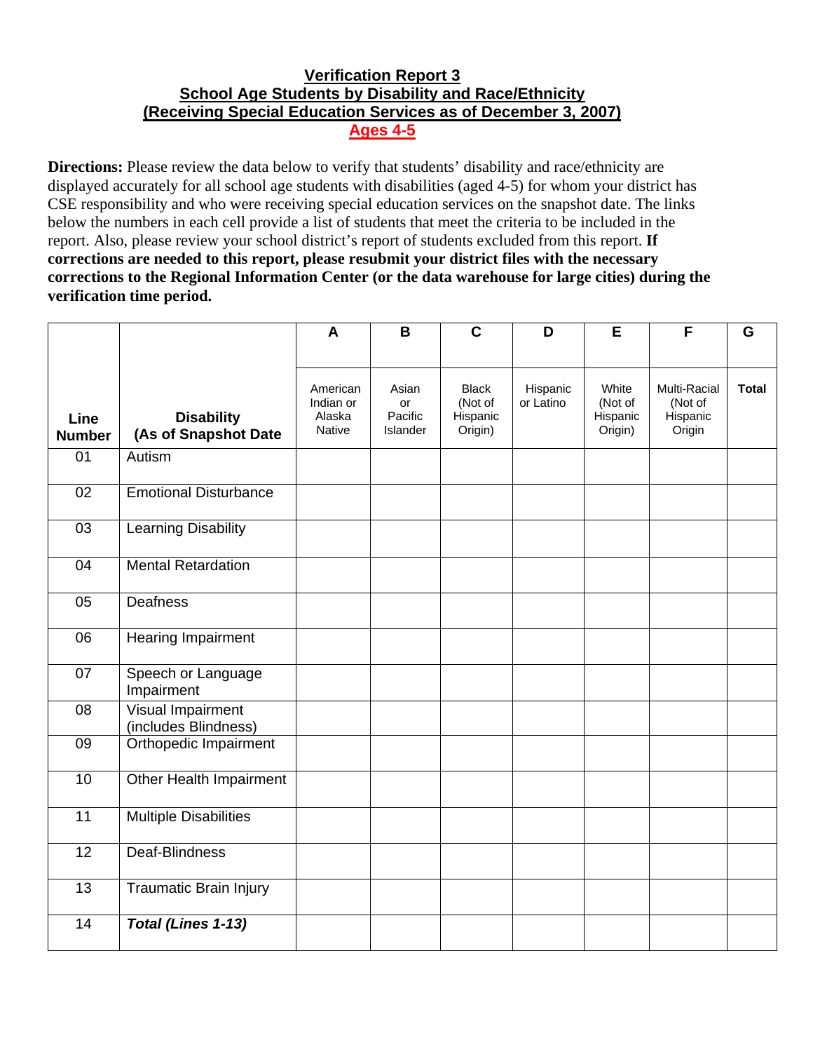# Verification Report 3
## School Age Students by Disability and Race/Ethnicity
## (Receiving Special Education Services as of December 3, 2007)
## Ages 4-5

**Directions:** Please review the data below to verify that students' disability and race/ethnicity are displayed accurately for all school age students with disabilities (aged 4-5) for whom your district has CSE responsibility and who were receiving special education services on the snapshot date. The links below the numbers in each cell provide a list of students that meet the criteria to be included in the report. Also, please review your school district's report of students excluded from this report. **If corrections are needed to this report, please resubmit your district files with the necessary corrections to the Regional Information Center (or the data warehouse for large cities) during the verification time period.**

| | | A | B | C | D | E | F | G |
|---|---|---|---|---|---|---|---|---|
| **Line Number** | **Disability (As of Snapshot Date** | American Indian or Alaska Native | Asian or Pacific Islander | Black (Not of Hispanic Origin) | Hispanic or Latino | White (Not of Hispanic Origin) | Multi-Racial (Not of Hispanic Origin | **Total** |
| 01 | Autism | | | | | | | |
| 02 | Emotional Disturbance | | | | | | | |
| 03 | Learning Disability | | | | | | | |
| 04 | Mental Retardation | | | | | | | |
| 05 | Deafness | | | | | | | |
| 06 | Hearing Impairment | | | | | | | |
| 07 | Speech or Language Impairment | | | | | | | |
| 08 | Visual Impairment (includes Blindness) | | | | | | | |
| 09 | Orthopedic Impairment | | | | | | | |
| 10 | Other Health Impairment | | | | | | | |
| 11 | Multiple Disabilities | | | | | | | |
| 12 | Deaf-Blindness | | | | | | | |
| 13 | Traumatic Brain Injury | | | | | | | |
| 14 | ***Total (Lines 1-13)*** | | | | | | | |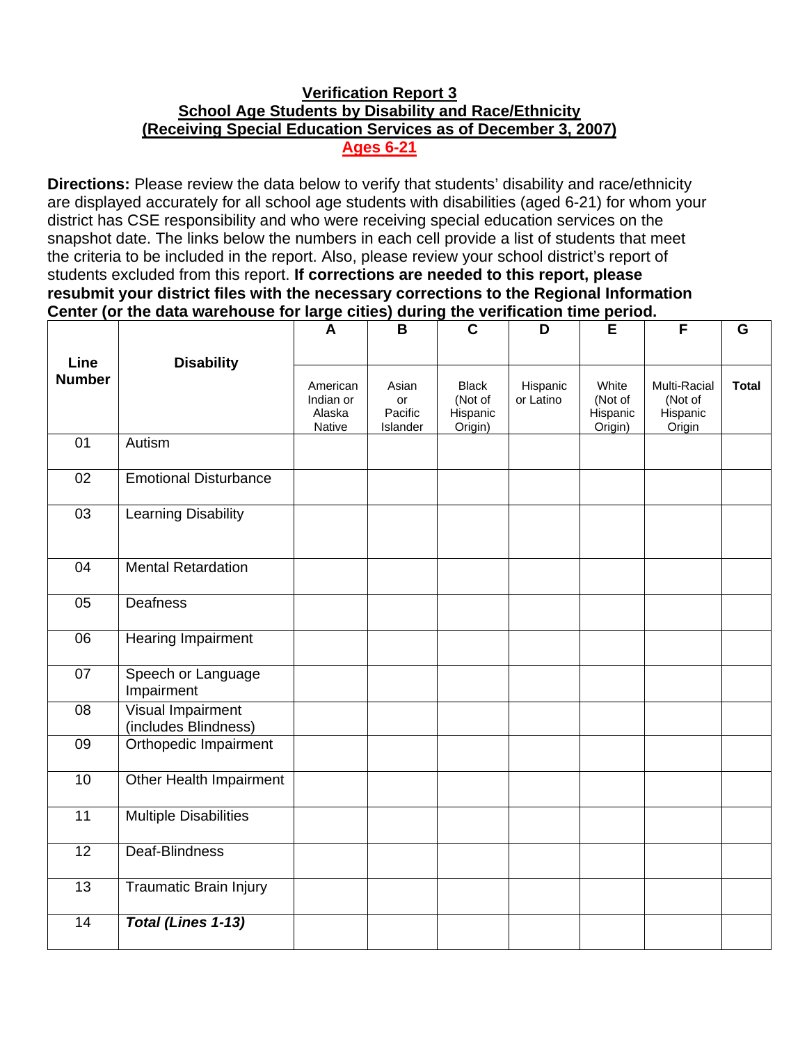**Verification Report 3**
**School Age Students by Disability and Race/Ethnicity**
**(Receiving Special Education Services as of December 3, 2007)**
**Ages 6-21**

**Directions:** Please review the data below to verify that students' disability and race/ethnicity are displayed accurately for all school age students with disabilities (aged 6-21) for whom your district has CSE responsibility and who were receiving special education services on the snapshot date. The links below the numbers in each cell provide a list of students that meet the criteria to be included in the report. Also, please review your school district's report of students excluded from this report. **If corrections are needed to this report, please resubmit your district files with the necessary corrections to the Regional Information Center (or the data warehouse for large cities) during the verification time period.**

| Line Number | Disability | A | B | C | D | E | F | G |
|---|---|---|---|---|---|---|---|---|
| | | American Indian or Alaska Native | Asian or Pacific Islander | Black (Not of Hispanic Origin) | Hispanic or Latino | White (Not of Hispanic Origin) | Multi-Racial (Not of Hispanic Origin | **Total** |
| 01 | Autism | | | | | | | |
| 02 | Emotional Disturbance | | | | | | | |
| 03 | Learning Disability | | | | | | | |
| 04 | Mental Retardation | | | | | | | |
| 05 | Deafness | | | | | | | |
| 06 | Hearing Impairment | | | | | | | |
| 07 | Speech or Language Impairment | | | | | | | |
| 08 | Visual Impairment (includes Blindness) | | | | | | | |
| 09 | Orthopedic Impairment | | | | | | | |
| 10 | Other Health Impairment | | | | | | | |
| 11 | Multiple Disabilities | | | | | | | |
| 12 | Deaf-Blindness | | | | | | | |
| 13 | Traumatic Brain Injury | | | | | | | |
| 14 | ***Total (Lines 1-13)*** | | | | | | | |